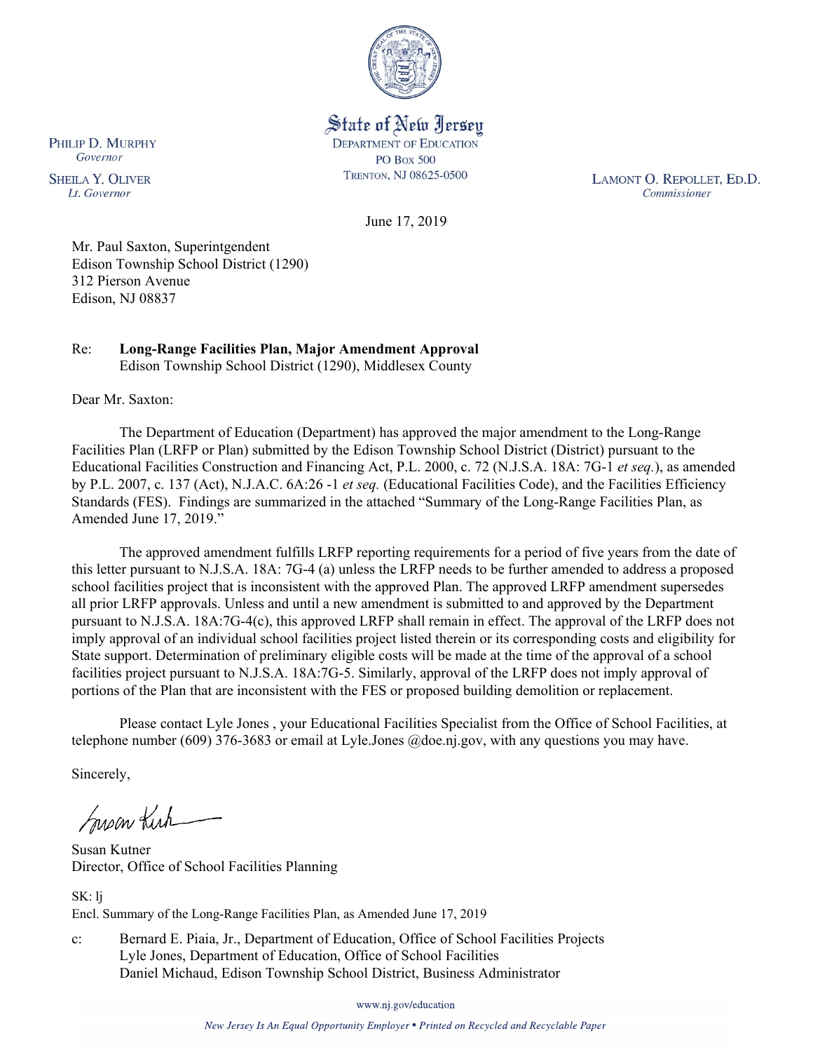State of New Jersey
DEPARTMENT OF EDUCATION
PO BOX 500
TRENTON, NJ 08625-0500

PHILIP D. MURPHY
*Governor*

SHEILA Y. OLIVER
*Lt. Governor*

LAMONT O. REPOLLET, ED.D.
*Commissioner*

June 17, 2019

Mr. Paul Saxton, Superintgendent
Edison Township School District (1290)
312 Pierson Avenue
Edison, NJ 08837

Re: **Long-Range Facilities Plan, Major Amendment Approval**
Edison Township School District (1290), Middlesex County

Dear Mr. Saxton:

The Department of Education (Department) has approved the major amendment to the Long-Range Facilities Plan (LRFP or Plan) submitted by the Edison Township School District (District) pursuant to the Educational Facilities Construction and Financing Act, P.L. 2000, c. 72 (N.J.S.A. 18A: 7G-1 *et seq.*), as amended by P.L. 2007, c. 137 (Act), N.J.A.C. 6A:26 -1 *et seq.* (Educational Facilities Code), and the Facilities Efficiency Standards (FES). Findings are summarized in the attached "Summary of the Long-Range Facilities Plan, as Amended June 17, 2019."

The approved amendment fulfills LRFP reporting requirements for a period of five years from the date of this letter pursuant to N.J.S.A. 18A: 7G-4 (a) unless the LRFP needs to be further amended to address a proposed school facilities project that is inconsistent with the approved Plan. The approved LRFP amendment supersedes all prior LRFP approvals. Unless and until a new amendment is submitted to and approved by the Department pursuant to N.J.S.A. 18A:7G-4(c), this approved LRFP shall remain in effect. The approval of the LRFP does not imply approval of an individual school facilities project listed therein or its corresponding costs and eligibility for State support. Determination of preliminary eligible costs will be made at the time of the approval of a school facilities project pursuant to N.J.S.A. 18A:7G-5. Similarly, approval of the LRFP does not imply approval of portions of the Plan that are inconsistent with the FES or proposed building demolition or replacement.

Please contact Lyle Jones , your Educational Facilities Specialist from the Office of School Facilities, at telephone number (609) 376-3683 or email at Lyle.Jones @doe.nj.gov, with any questions you may have.

Sincerely,

Susan Kutner
Director, Office of School Facilities Planning

SK: lj
Encl. Summary of the Long-Range Facilities Plan, as Amended June 17, 2019

c: Bernard E. Piaia, Jr., Department of Education, Office of School Facilities Projects
Lyle Jones, Department of Education, Office of School Facilities
Daniel Michaud, Edison Township School District, Business Administrator

www.nj.gov/education

*New Jersey Is An Equal Opportunity Employer • Printed on Recycled and Recyclable Paper*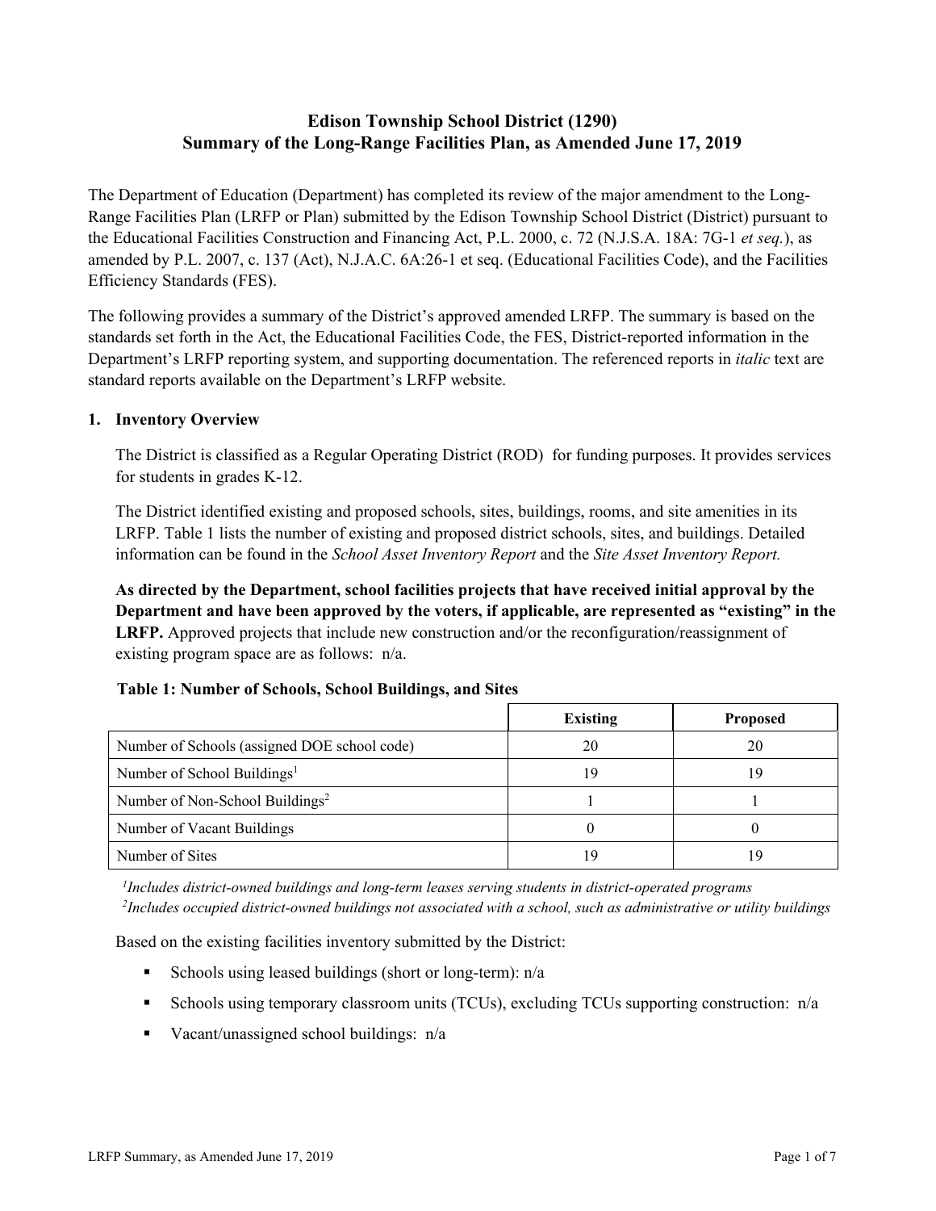# Edison Township School District (1290)
# Summary of the Long-Range Facilities Plan, as Amended June 17, 2019

The Department of Education (Department) has completed its review of the major amendment to the Long-Range Facilities Plan (LRFP or Plan) submitted by the Edison Township School District (District) pursuant to the Educational Facilities Construction and Financing Act, P.L. 2000, c. 72 (N.J.S.A. 18A: 7G-1 *et seq.*), as amended by P.L. 2007, c. 137 (Act), N.J.A.C. 6A:26-1 et seq. (Educational Facilities Code), and the Facilities Efficiency Standards (FES).

The following provides a summary of the District's approved amended LRFP. The summary is based on the standards set forth in the Act, the Educational Facilities Code, the FES, District-reported information in the Department's LRFP reporting system, and supporting documentation. The referenced reports in *italic* text are standard reports available on the Department's LRFP website.

## 1. Inventory Overview

The District is classified as a Regular Operating District (ROD) for funding purposes. It provides services for students in grades K-12.

The District identified existing and proposed schools, sites, buildings, rooms, and site amenities in its LRFP. Table 1 lists the number of existing and proposed district schools, sites, and buildings. Detailed information can be found in the *School Asset Inventory Report* and the *Site Asset Inventory Report.*

**As directed by the Department, school facilities projects that have received initial approval by the Department and have been approved by the voters, if applicable, are represented as "existing" in the LRFP.** Approved projects that include new construction and/or the reconfiguration/reassignment of existing program space are as follows: n/a.

**Table 1: Number of Schools, School Buildings, and Sites**

| | Existing | Proposed |
|---|---|---|
| Number of Schools (assigned DOE school code) | 20 | 20 |
| Number of School Buildings[1] | 19 | 19 |
| Number of Non-School Buildings[2] | 1 | 1 |
| Number of Vacant Buildings | 0 | 0 |
| Number of Sites | 19 | 19 |

*[1]Includes district-owned buildings and long-term leases serving students in district-operated programs*
*[2]Includes occupied district-owned buildings not associated with a school, such as administrative or utility buildings*

Based on the existing facilities inventory submitted by the District:

- Schools using leased buildings (short or long-term): n/a
- Schools using temporary classroom units (TCUs), excluding TCUs supporting construction: n/a
- Vacant/unassigned school buildings: n/a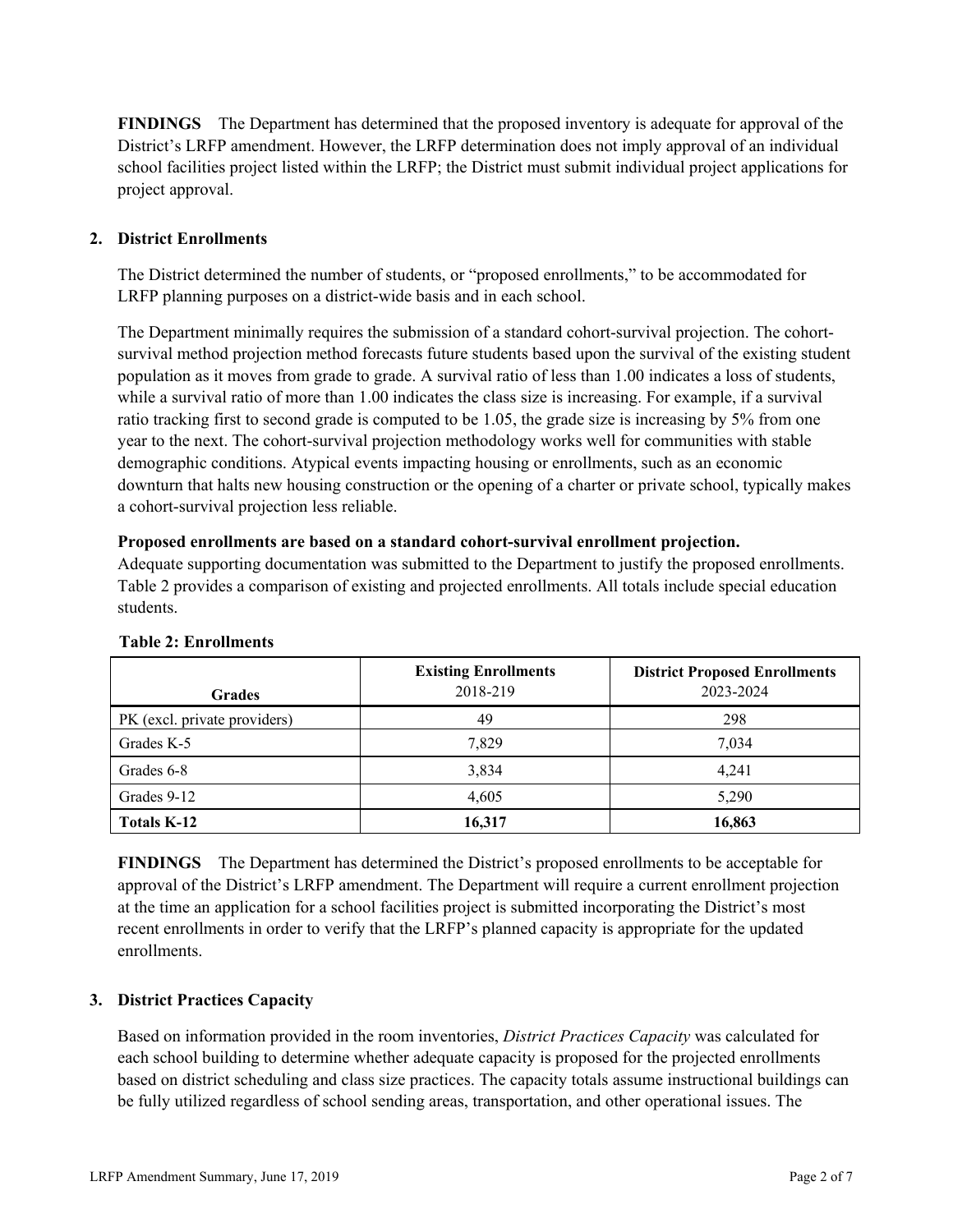**FINDINGS** The Department has determined that the proposed inventory is adequate for approval of the District's LRFP amendment. However, the LRFP determination does not imply approval of an individual school facilities project listed within the LRFP; the District must submit individual project applications for project approval.

## 2. District Enrollments

The District determined the number of students, or "proposed enrollments," to be accommodated for LRFP planning purposes on a district-wide basis and in each school.

The Department minimally requires the submission of a standard cohort-survival projection. The cohort-survival method projection method forecasts future students based upon the survival of the existing student population as it moves from grade to grade. A survival ratio of less than 1.00 indicates a loss of students, while a survival ratio of more than 1.00 indicates the class size is increasing. For example, if a survival ratio tracking first to second grade is computed to be 1.05, the grade size is increasing by 5% from one year to the next. The cohort-survival projection methodology works well for communities with stable demographic conditions. Atypical events impacting housing or enrollments, such as an economic downturn that halts new housing construction or the opening of a charter or private school, typically makes a cohort-survival projection less reliable.

**Proposed enrollments are based on a standard cohort-survival enrollment projection.**
Adequate supporting documentation was submitted to the Department to justify the proposed enrollments. Table 2 provides a comparison of existing and projected enrollments. All totals include special education students.

**Table 2: Enrollments**

| Grades | Existing Enrollments 2018-219 | District Proposed Enrollments 2023-2024 |
|---|---|---|
| PK (excl. private providers) | 49 | 298 |
| Grades K-5 | 7,829 | 7,034 |
| Grades 6-8 | 3,834 | 4,241 |
| Grades 9-12 | 4,605 | 5,290 |
| **Totals K-12** | **16,317** | **16,863** |

**FINDINGS** The Department has determined the District's proposed enrollments to be acceptable for approval of the District's LRFP amendment. The Department will require a current enrollment projection at the time an application for a school facilities project is submitted incorporating the District's most recent enrollments in order to verify that the LRFP's planned capacity is appropriate for the updated enrollments.

## 3. District Practices Capacity

Based on information provided in the room inventories, *District Practices Capacity* was calculated for each school building to determine whether adequate capacity is proposed for the projected enrollments based on district scheduling and class size practices. The capacity totals assume instructional buildings can be fully utilized regardless of school sending areas, transportation, and other operational issues. The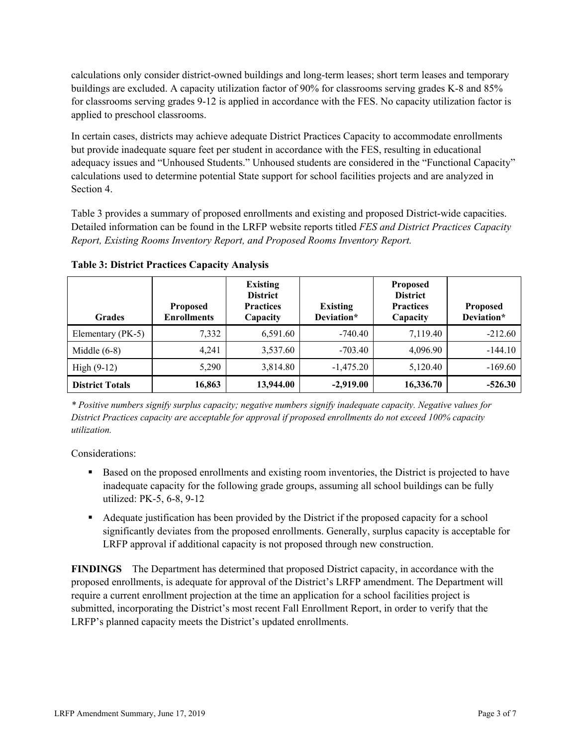calculations only consider district-owned buildings and long-term leases; short term leases and temporary buildings are excluded. A capacity utilization factor of 90% for classrooms serving grades K-8 and 85% for classrooms serving grades 9-12 is applied in accordance with the FES. No capacity utilization factor is applied to preschool classrooms.

In certain cases, districts may achieve adequate District Practices Capacity to accommodate enrollments but provide inadequate square feet per student in accordance with the FES, resulting in educational adequacy issues and "Unhoused Students." Unhoused students are considered in the "Functional Capacity" calculations used to determine potential State support for school facilities projects and are analyzed in Section 4.

Table 3 provides a summary of proposed enrollments and existing and proposed District-wide capacities. Detailed information can be found in the LRFP website reports titled *FES and District Practices Capacity Report, Existing Rooms Inventory Report, and Proposed Rooms Inventory Report.*

**Table 3: District Practices Capacity Analysis**

| Grades | Proposed Enrollments | Existing District Practices Capacity | Existing Deviation* | Proposed District Practices Capacity | Proposed Deviation* |
|---|---|---|---|---|---|
| Elementary (PK-5) | 7,332 | 6,591.60 | -740.40 | 7,119.40 | -212.60 |
| Middle (6-8) | 4,241 | 3,537.60 | -703.40 | 4,096.90 | -144.10 |
| High (9-12) | 5,290 | 3,814.80 | -1,475.20 | 5,120.40 | -169.60 |
| **District Totals** | **16,863** | **13,944.00** | **-2,919.00** | **16,336.70** | **-526.30** |

*\* Positive numbers signify surplus capacity; negative numbers signify inadequate capacity. Negative values for District Practices capacity are acceptable for approval if proposed enrollments do not exceed 100% capacity utilization.*

Considerations:

- Based on the proposed enrollments and existing room inventories, the District is projected to have inadequate capacity for the following grade groups, assuming all school buildings can be fully utilized: PK-5, 6-8, 9-12
- Adequate justification has been provided by the District if the proposed capacity for a school significantly deviates from the proposed enrollments. Generally, surplus capacity is acceptable for LRFP approval if additional capacity is not proposed through new construction.

**FINDINGS** The Department has determined that proposed District capacity, in accordance with the proposed enrollments, is adequate for approval of the District's LRFP amendment. The Department will require a current enrollment projection at the time an application for a school facilities project is submitted, incorporating the District's most recent Fall Enrollment Report, in order to verify that the LRFP's planned capacity meets the District's updated enrollments.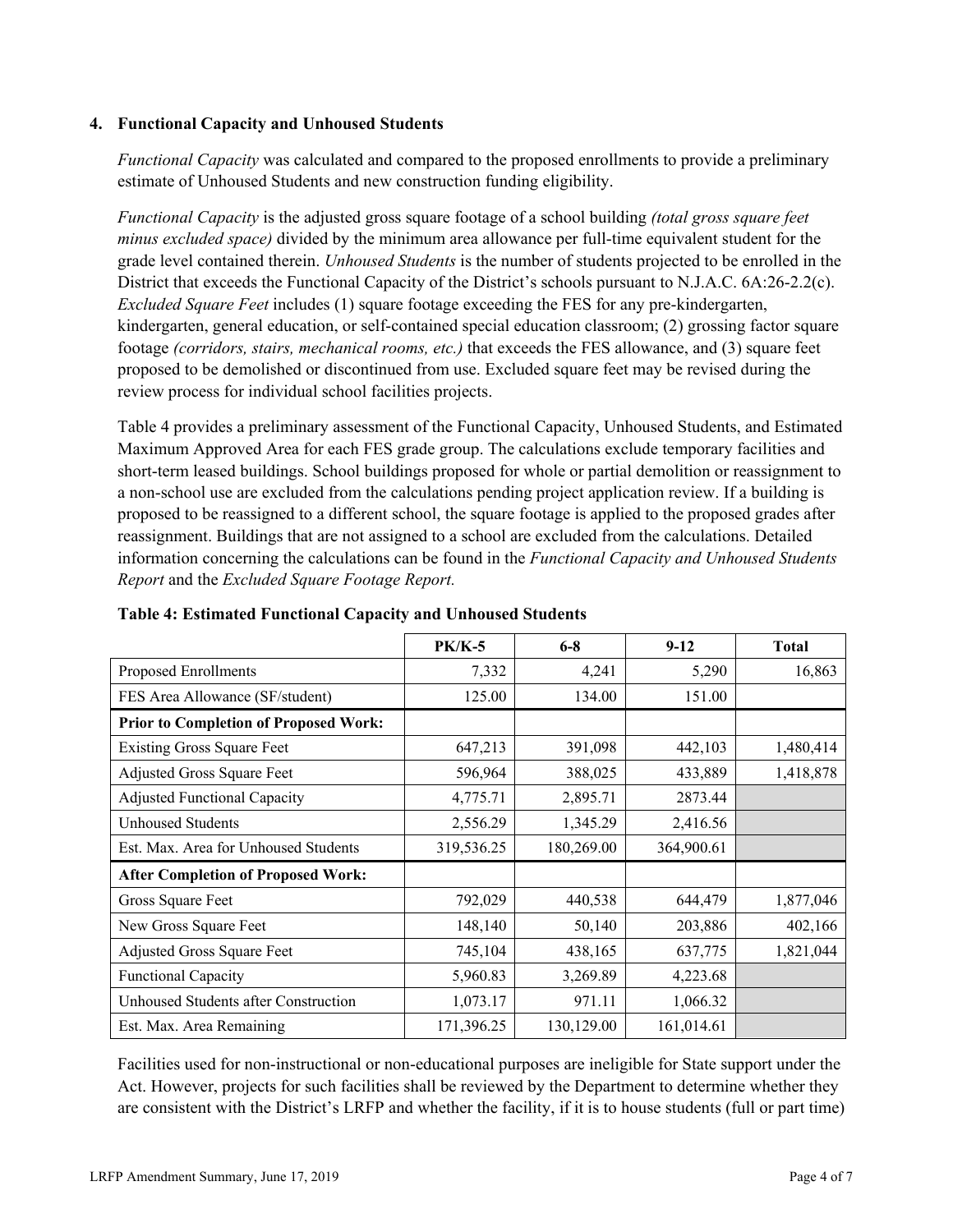### 4. Functional Capacity and Unhoused Students

*Functional Capacity* was calculated and compared to the proposed enrollments to provide a preliminary estimate of Unhoused Students and new construction funding eligibility.

*Functional Capacity* is the adjusted gross square footage of a school building *(total gross square feet minus excluded space)* divided by the minimum area allowance per full-time equivalent student for the grade level contained therein. *Unhoused Students* is the number of students projected to be enrolled in the District that exceeds the Functional Capacity of the District's schools pursuant to N.J.A.C. 6A:26-2.2(c). *Excluded Square Feet* includes (1) square footage exceeding the FES for any pre-kindergarten, kindergarten, general education, or self-contained special education classroom; (2) grossing factor square footage *(corridors, stairs, mechanical rooms, etc.)* that exceeds the FES allowance, and (3) square feet proposed to be demolished or discontinued from use. Excluded square feet may be revised during the review process for individual school facilities projects.

Table 4 provides a preliminary assessment of the Functional Capacity, Unhoused Students, and Estimated Maximum Approved Area for each FES grade group. The calculations exclude temporary facilities and short-term leased buildings. School buildings proposed for whole or partial demolition or reassignment to a non-school use are excluded from the calculations pending project application review. If a building is proposed to be reassigned to a different school, the square footage is applied to the proposed grades after reassignment. Buildings that are not assigned to a school are excluded from the calculations. Detailed information concerning the calculations can be found in the *Functional Capacity and Unhoused Students Report* and the *Excluded Square Footage Report.*

**Table 4: Estimated Functional Capacity and Unhoused Students**

| | PK/K-5 | 6-8 | 9-12 | Total |
|---|---|---|---|---|
| Proposed Enrollments | 7,332 | 4,241 | 5,290 | 16,863 |
| FES Area Allowance (SF/student) | 125.00 | 134.00 | 151.00 | |
| **Prior to Completion of Proposed Work:** | | | | |
| Existing Gross Square Feet | 647,213 | 391,098 | 442,103 | 1,480,414 |
| Adjusted Gross Square Feet | 596,964 | 388,025 | 433,889 | 1,418,878 |
| Adjusted Functional Capacity | 4,775.71 | 2,895.71 | 2873.44 | |
| Unhoused Students | 2,556.29 | 1,345.29 | 2,416.56 | |
| Est. Max. Area for Unhoused Students | 319,536.25 | 180,269.00 | 364,900.61 | |
| **After Completion of Proposed Work:** | | | | |
| Gross Square Feet | 792,029 | 440,538 | 644,479 | 1,877,046 |
| New Gross Square Feet | 148,140 | 50,140 | 203,886 | 402,166 |
| Adjusted Gross Square Feet | 745,104 | 438,165 | 637,775 | 1,821,044 |
| Functional Capacity | 5,960.83 | 3,269.89 | 4,223.68 | |
| Unhoused Students after Construction | 1,073.17 | 971.11 | 1,066.32 | |
| Est. Max. Area Remaining | 171,396.25 | 130,129.00 | 161,014.61 | |

Facilities used for non-instructional or non-educational purposes are ineligible for State support under the Act. However, projects for such facilities shall be reviewed by the Department to determine whether they are consistent with the District's LRFP and whether the facility, if it is to house students (full or part time)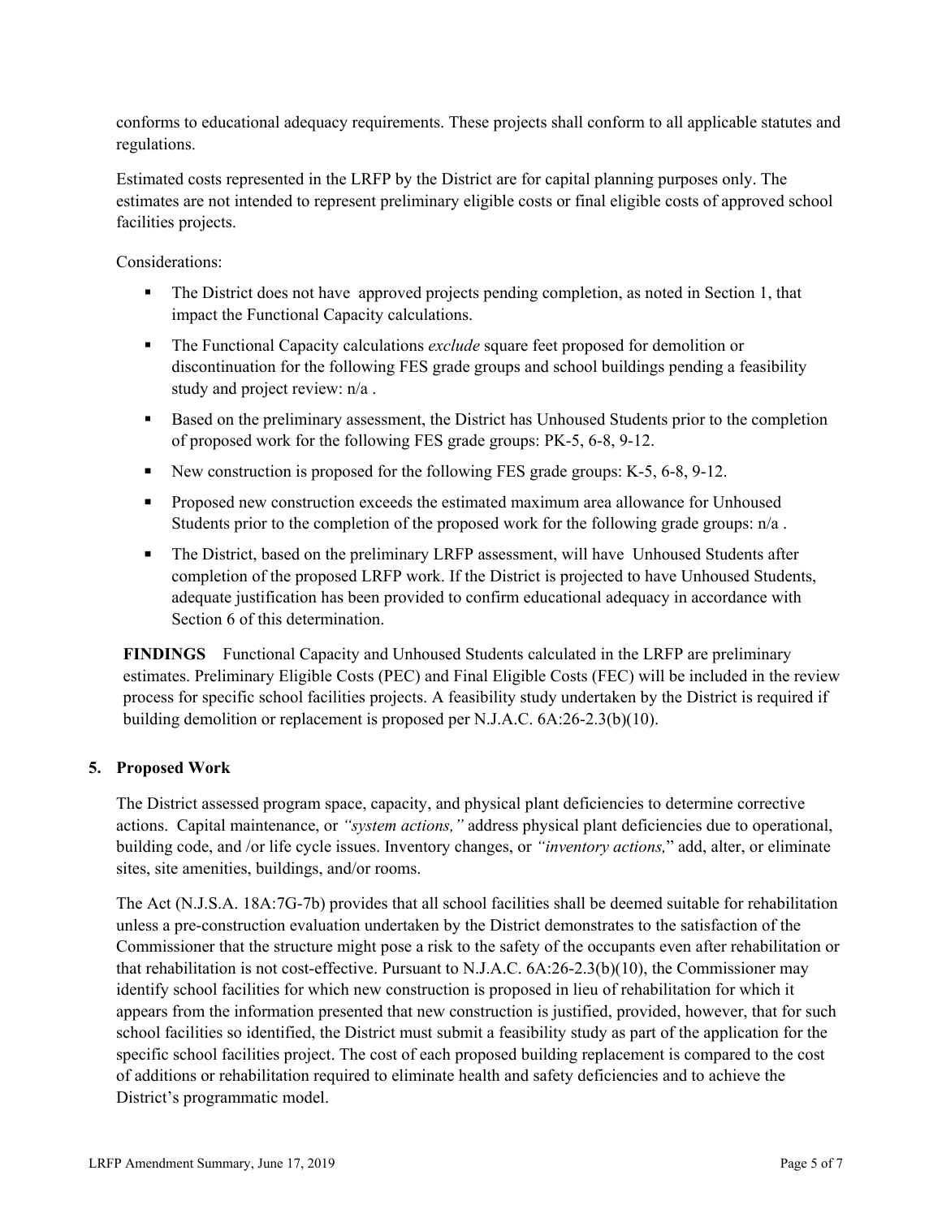conforms to educational adequacy requirements. These projects shall conform to all applicable statutes and regulations.

Estimated costs represented in the LRFP by the District are for capital planning purposes only. The estimates are not intended to represent preliminary eligible costs or final eligible costs of approved school facilities projects.

Considerations:

- The District does not have approved projects pending completion, as noted in Section 1, that impact the Functional Capacity calculations.
- The Functional Capacity calculations *exclude* square feet proposed for demolition or discontinuation for the following FES grade groups and school buildings pending a feasibility study and project review: n/a .
- Based on the preliminary assessment, the District has Unhoused Students prior to the completion of proposed work for the following FES grade groups: PK-5, 6-8, 9-12.
- New construction is proposed for the following FES grade groups: K-5, 6-8, 9-12.
- Proposed new construction exceeds the estimated maximum area allowance for Unhoused Students prior to the completion of the proposed work for the following grade groups: n/a .
- The District, based on the preliminary LRFP assessment, will have Unhoused Students after completion of the proposed LRFP work. If the District is projected to have Unhoused Students, adequate justification has been provided to confirm educational adequacy in accordance with Section 6 of this determination.

**FINDINGS** Functional Capacity and Unhoused Students calculated in the LRFP are preliminary estimates. Preliminary Eligible Costs (PEC) and Final Eligible Costs (FEC) will be included in the review process for specific school facilities projects. A feasibility study undertaken by the District is required if building demolition or replacement is proposed per N.J.A.C. 6A:26-2.3(b)(10).

## 5. Proposed Work

The District assessed program space, capacity, and physical plant deficiencies to determine corrective actions. Capital maintenance, or *"system actions,"* address physical plant deficiencies due to operational, building code, and /or life cycle issues. Inventory changes, or *"inventory actions,"* add, alter, or eliminate sites, site amenities, buildings, and/or rooms.

The Act (N.J.S.A. 18A:7G-7b) provides that all school facilities shall be deemed suitable for rehabilitation unless a pre-construction evaluation undertaken by the District demonstrates to the satisfaction of the Commissioner that the structure might pose a risk to the safety of the occupants even after rehabilitation or that rehabilitation is not cost-effective. Pursuant to N.J.A.C. 6A:26-2.3(b)(10), the Commissioner may identify school facilities for which new construction is proposed in lieu of rehabilitation for which it appears from the information presented that new construction is justified, provided, however, that for such school facilities so identified, the District must submit a feasibility study as part of the application for the specific school facilities project. The cost of each proposed building replacement is compared to the cost of additions or rehabilitation required to eliminate health and safety deficiencies and to achieve the District's programmatic model.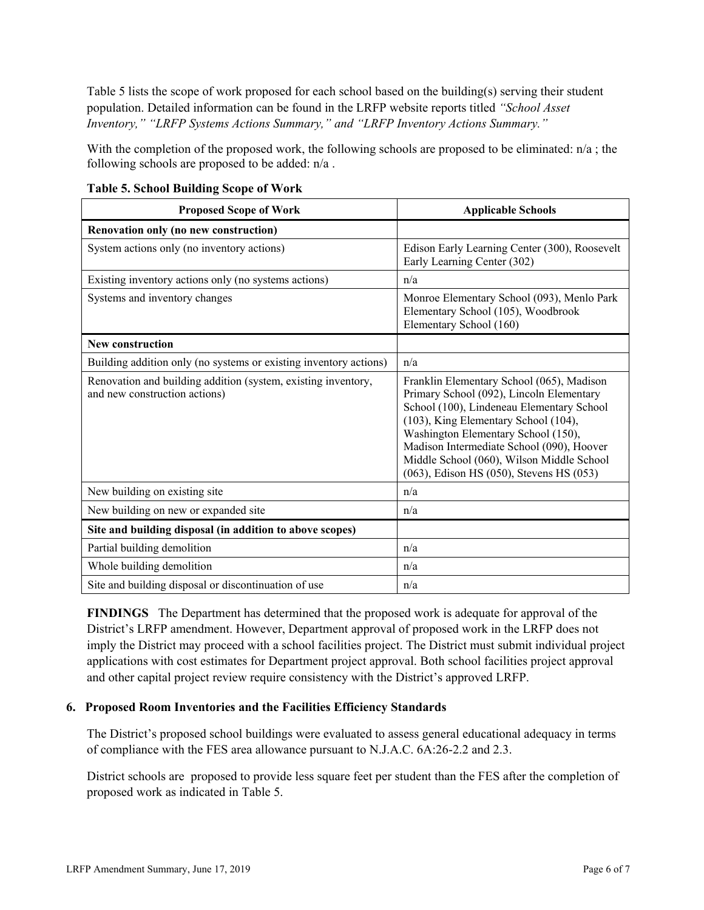Table 5 lists the scope of work proposed for each school based on the building(s) serving their student population. Detailed information can be found in the LRFP website reports titled *"School Asset Inventory," "LRFP Systems Actions Summary," and "LRFP Inventory Actions Summary."*

With the completion of the proposed work, the following schools are proposed to be eliminated: n/a ; the following schools are proposed to be added: n/a .

**Table 5. School Building Scope of Work**

| Proposed Scope of Work | Applicable Schools |
|---|---|
| **Renovation only (no new construction)** | |
| System actions only (no inventory actions) | Edison Early Learning Center (300), Roosevelt Early Learning Center (302) |
| Existing inventory actions only (no systems actions) | n/a |
| Systems and inventory changes | Monroe Elementary School (093), Menlo Park Elementary School (105), Woodbrook Elementary School (160) |
| **New construction** | |
| Building addition only (no systems or existing inventory actions) | n/a |
| Renovation and building addition (system, existing inventory, and new construction actions) | Franklin Elementary School (065), Madison Primary School (092), Lincoln Elementary School (100), Lindeneau Elementary School (103), King Elementary School (104), Washington Elementary School (150), Madison Intermediate School (090), Hoover Middle School (060), Wilson Middle School (063), Edison HS (050), Stevens HS (053) |
| New building on existing site | n/a |
| New building on new or expanded site | n/a |
| **Site and building disposal (in addition to above scopes)** | |
| Partial building demolition | n/a |
| Whole building demolition | n/a |
| Site and building disposal or discontinuation of use | n/a |

**FINDINGS** The Department has determined that the proposed work is adequate for approval of the District's LRFP amendment. However, Department approval of proposed work in the LRFP does not imply the District may proceed with a school facilities project. The District must submit individual project applications with cost estimates for Department project approval. Both school facilities project approval and other capital project review require consistency with the District's approved LRFP.

### 6. Proposed Room Inventories and the Facilities Efficiency Standards

The District's proposed school buildings were evaluated to assess general educational adequacy in terms of compliance with the FES area allowance pursuant to N.J.A.C. 6A:26-2.2 and 2.3.

District schools are proposed to provide less square feet per student than the FES after the completion of proposed work as indicated in Table 5.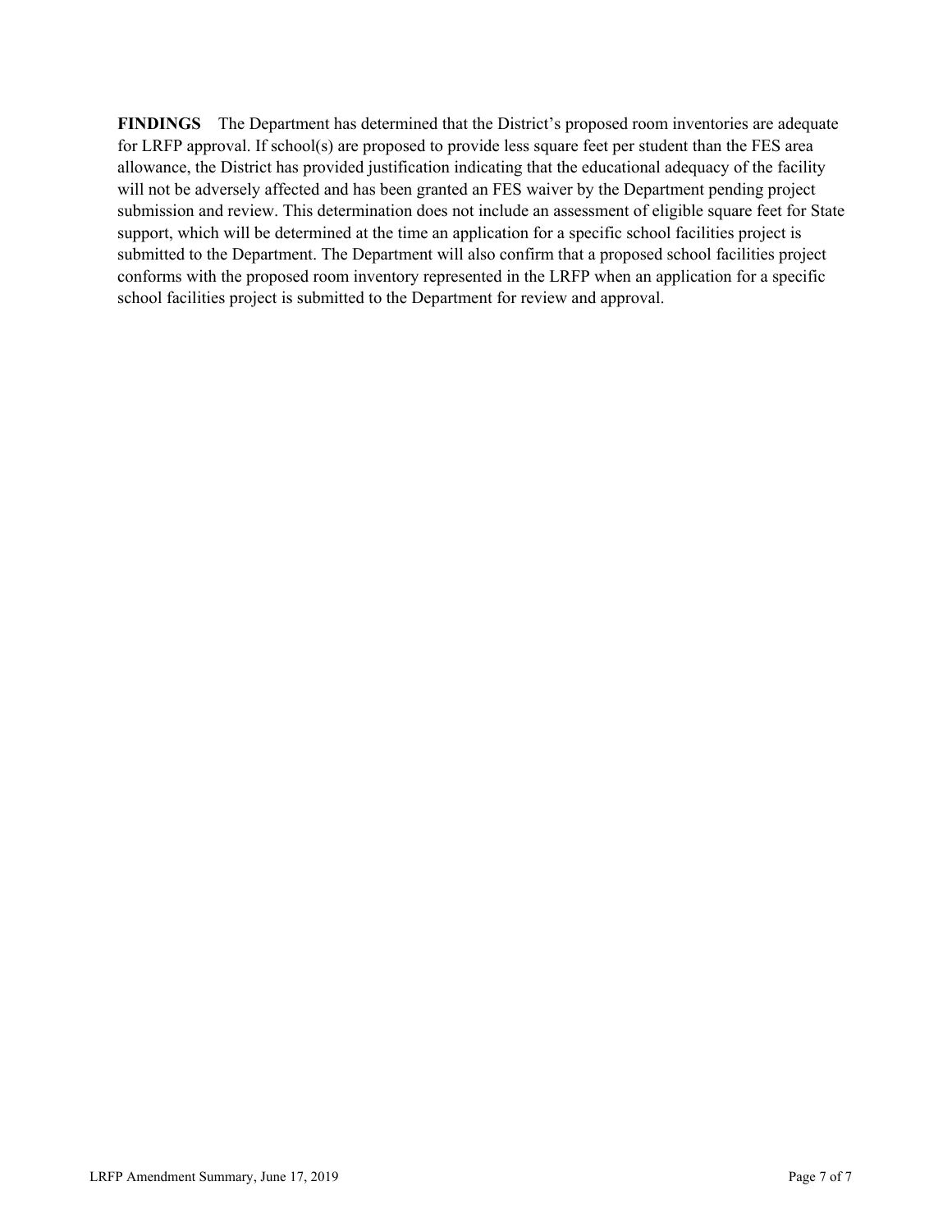**FINDINGS** The Department has determined that the District's proposed room inventories are adequate for LRFP approval. If school(s) are proposed to provide less square feet per student than the FES area allowance, the District has provided justification indicating that the educational adequacy of the facility will not be adversely affected and has been granted an FES waiver by the Department pending project submission and review. This determination does not include an assessment of eligible square feet for State support, which will be determined at the time an application for a specific school facilities project is submitted to the Department. The Department will also confirm that a proposed school facilities project conforms with the proposed room inventory represented in the LRFP when an application for a specific school facilities project is submitted to the Department for review and approval.